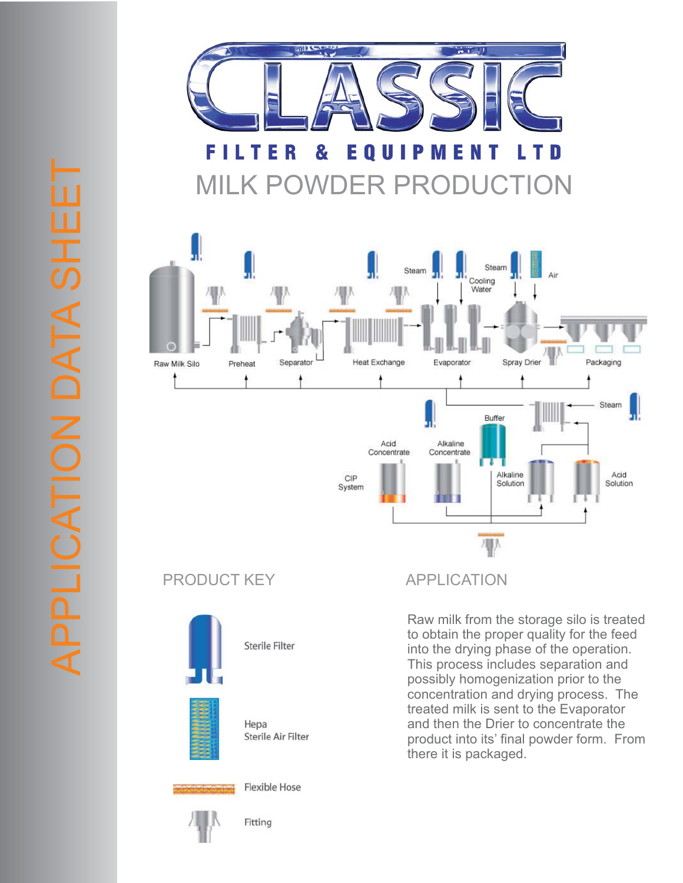# CLASSIC FILTER & EQUIPMENT LTD

APPLICATION DATA SHEET

## MILK POWDER PRODUCTION

Raw Milk Silo — Preheat — Separator — Heat Exchange — Evaporator — Spray Drier — Packaging

Steam — Cooling Water — Steam — Air

Steam — Buffer — Acid Concentrate — Alkaline Concentrate — CIP System — Alkaline Solution — Acid Solution

## PRODUCT KEY

- Sterile Filter
- Hepa Sterile Air Filter
- Flexible Hose
- Fitting

## APPLICATION

Raw milk from the storage silo is treated to obtain the proper quality for the feed into the drying phase of the operation. This process includes separation and possibly homogenization prior to the concentration and drying process. The treated milk is sent to the Evaporator and then the Drier to concentrate the product into its' final powder form. From there it is packaged.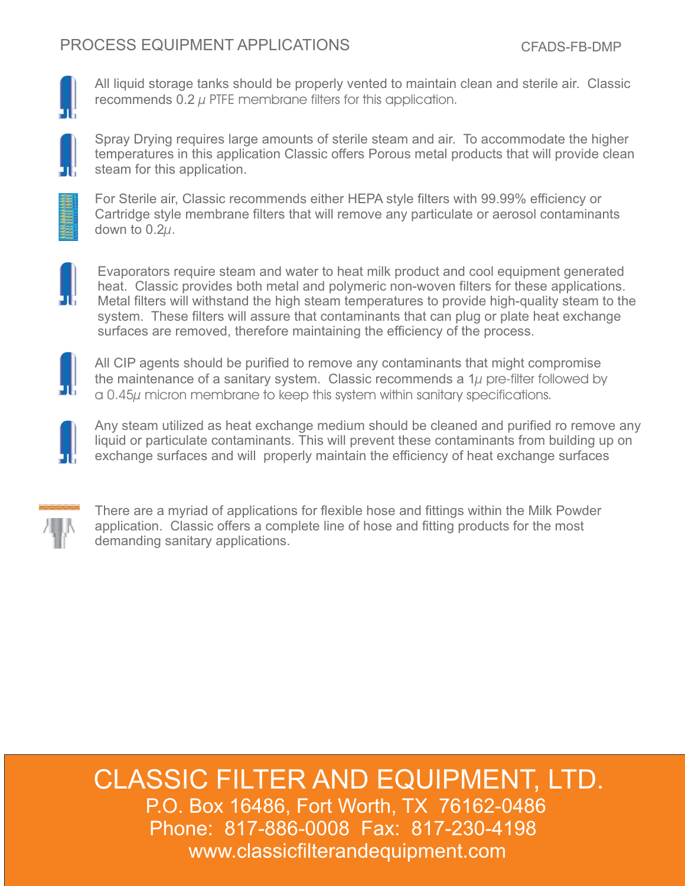## PROCESS EQUIPMENT APPLICATIONS

CFADS-FB-DMP

All liquid storage tanks should be properly vented to maintain clean and sterile air. Classic recommends 0.2 $\mu$ PTFE membrane filters for this application.

Spray Drying requires large amounts of sterile steam and air. To accommodate the higher temperatures in this application Classic offers Porous metal products that will provide clean steam for this application.

For Sterile air, Classic recommends either HEPA style filters with 99.99% efficiency or Cartridge style membrane filters that will remove any particulate or aerosol contaminants down to 0.2$\mu$.

Evaporators require steam and water to heat milk product and cool equipment generated heat. Classic provides both metal and polymeric non-woven filters for these applications. Metal filters will withstand the high steam temperatures to provide high-quality steam to the system. These filters will assure that contaminants that can plug or plate heat exchange surfaces are removed, therefore maintaining the efficiency of the process.

All CIP agents should be purified to remove any contaminants that might compromise the maintenance of a sanitary system. Classic recommends a 1$\mu$ pre-filter followed by a 0.45$\mu$ micron membrane to keep this system within sanitary specifications.

Any steam utilized as heat exchange medium should be cleaned and purified ro remove any liquid or particulate contaminants. This will prevent these contaminants from building up on exchange surfaces and will properly maintain the efficiency of heat exchange surfaces

There are a myriad of applications for flexible hose and fittings within the Milk Powder application. Classic offers a complete line of hose and fitting products for the most demanding sanitary applications.

CLASSIC FILTER AND EQUIPMENT, LTD.
P.O. Box 16486, Fort Worth, TX 76162-0486
Phone: 817-886-0008 Fax: 817-230-4198
www.classicfilterandequipment.com